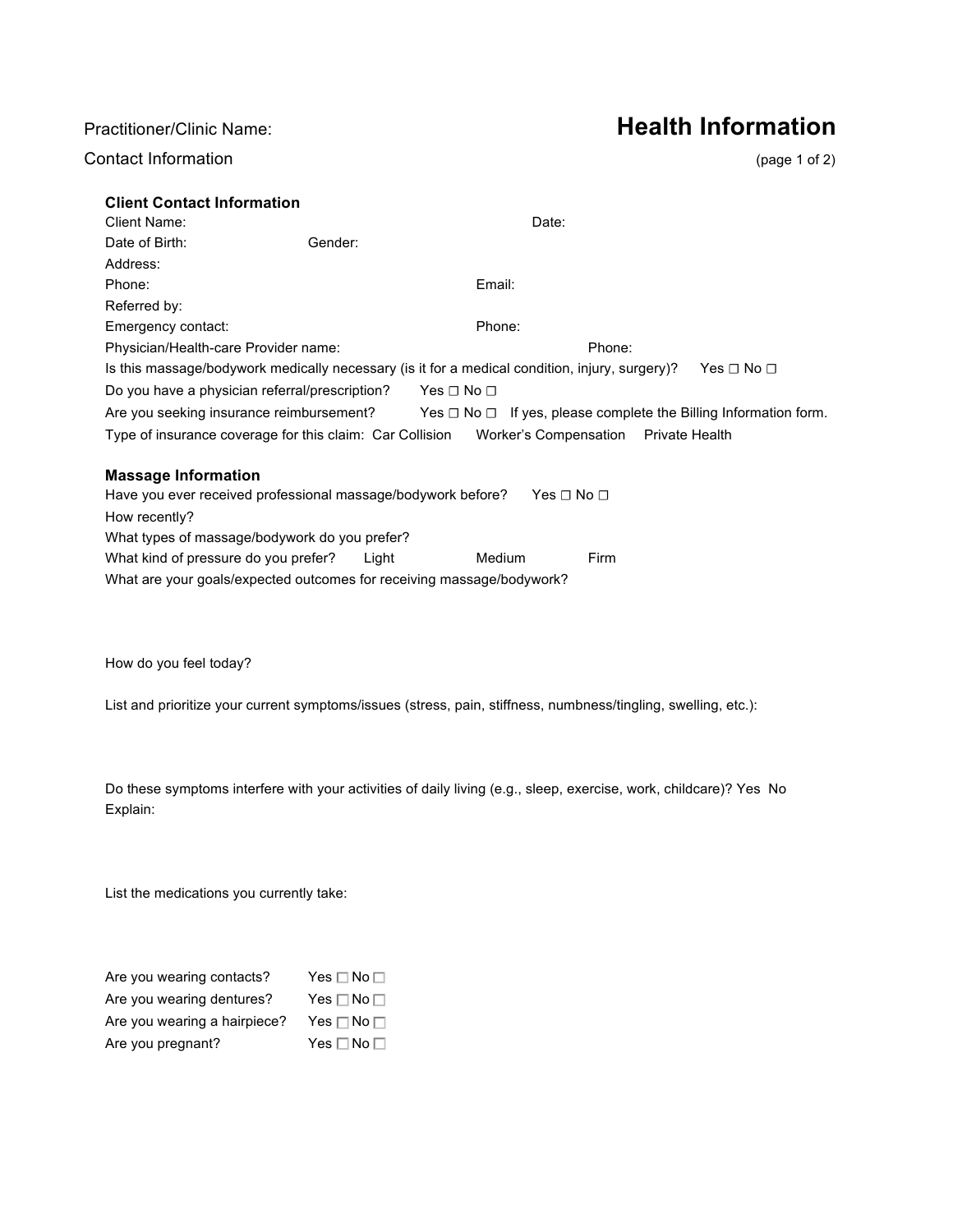Practitioner/Clinic Name:

Contact Information

# Health Information

(page 1 of 2)

### Client Contact Information

Client Name: Date:

Date of Birth: Gender:

Address:

Phone: Email:

Referred by:

Emergency contact: Phone:

Physician/Health-care Provider name: Phone:

Is this massage/bodywork medically necessary (is it for a medical condition, injury, surgery)? Yes ☐ No ☐

Do you have a physician referral/prescription? Yes ☐ No ☐

Are you seeking insurance reimbursement? Yes ☐ No ☐ If yes, please complete the Billing Information form.

Type of insurance coverage for this claim: Car Collision Worker's Compensation Private Health

### Massage Information

Have you ever received professional massage/bodywork before? Yes ☐ No ☐

How recently?

What types of massage/bodywork do you prefer?

What kind of pressure do you prefer? Light Medium Firm

What are your goals/expected outcomes for receiving massage/bodywork?

How do you feel today?

List and prioritize your current symptoms/issues (stress, pain, stiffness, numbness/tingling, swelling, etc.):

Do these symptoms interfere with your activities of daily living (e.g., sleep, exercise, work, childcare)? Yes No

Explain:

List the medications you currently take:

Are you wearing contacts? Yes ☐ No ☐

Are you wearing dentures? Yes ☐ No ☐

Are you wearing a hairpiece? Yes ☐ No ☐

Are you pregnant? Yes ☐ No ☐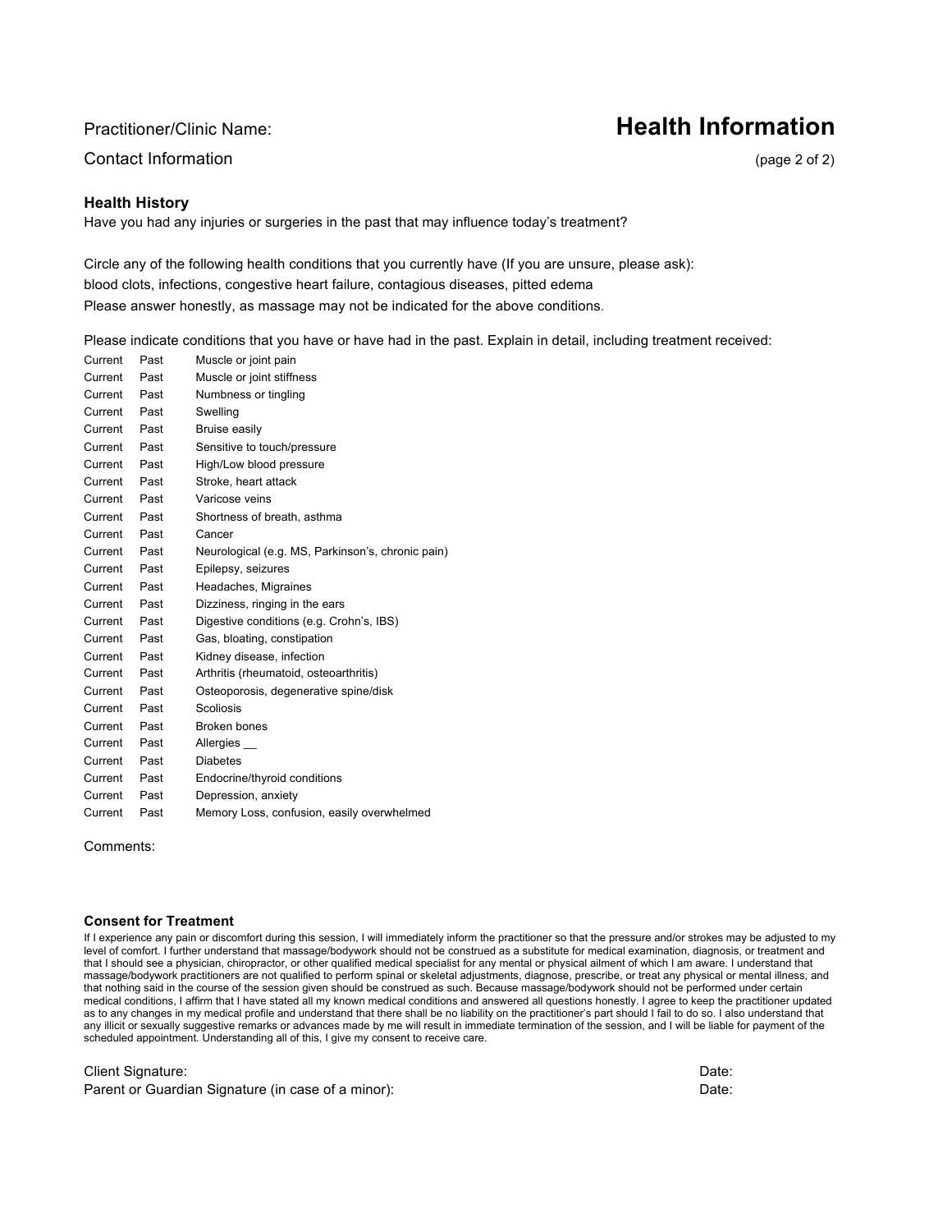Practitioner/Clinic Name:

# Health Information

Contact Information

(page 2 of 2)

### Health History

Have you had any injuries or surgeries in the past that may influence today's treatment?

Circle any of the following health conditions that you currently have (If you are unsure, please ask):
blood clots, infections, congestive heart failure, contagious diseases, pitted edema
Please answer honestly, as massage may not be indicated for the above conditions.

Please indicate conditions that you have or have had in the past. Explain in detail, including treatment received:

| | | |
|---|---|---|
| Current | Past | Muscle or joint pain |
| Current | Past | Muscle or joint stiffness |
| Current | Past | Numbness or tingling |
| Current | Past | Swelling |
| Current | Past | Bruise easily |
| Current | Past | Sensitive to touch/pressure |
| Current | Past | High/Low blood pressure |
| Current | Past | Stroke, heart attack |
| Current | Past | Varicose veins |
| Current | Past | Shortness of breath, asthma |
| Current | Past | Cancer |
| Current | Past | Neurological (e.g. MS, Parkinson's, chronic pain) |
| Current | Past | Epilepsy, seizures |
| Current | Past | Headaches, Migraines |
| Current | Past | Dizziness, ringing in the ears |
| Current | Past | Digestive conditions (e.g. Crohn's, IBS) |
| Current | Past | Gas, bloating, constipation |
| Current | Past | Kidney disease, infection |
| Current | Past | Arthritis (rheumatoid, osteoarthritis) |
| Current | Past | Osteoporosis, degenerative spine/disk |
| Current | Past | Scoliosis |
| Current | Past | Broken bones |
| Current | Past | Allergies __ |
| Current | Past | Diabetes |
| Current | Past | Endocrine/thyroid conditions |
| Current | Past | Depression, anxiety |
| Current | Past | Memory Loss, confusion, easily overwhelmed |

Comments:

### Consent for Treatment

If I experience any pain or discomfort during this session, I will immediately inform the practitioner so that the pressure and/or strokes may be adjusted to my level of comfort. I further understand that massage/bodywork should not be construed as a substitute for medical examination, diagnosis, or treatment and that I should see a physician, chiropractor, or other qualified medical specialist for any mental or physical ailment of which I am aware. I understand that massage/bodywork practitioners are not qualified to perform spinal or skeletal adjustments, diagnose, prescribe, or treat any physical or mental illness, and that nothing said in the course of the session given should be construed as such. Because massage/bodywork should not be performed under certain medical conditions, I affirm that I have stated all my known medical conditions and answered all questions honestly. I agree to keep the practitioner updated as to any changes in my medical profile and understand that there shall be no liability on the practitioner's part should I fail to do so. I also understand that any illicit or sexually suggestive remarks or advances made by me will result in immediate termination of the session, and I will be liable for payment of the scheduled appointment. Understanding all of this, I give my consent to receive care.

Client Signature: Date:

Parent or Guardian Signature (in case of a minor): Date: